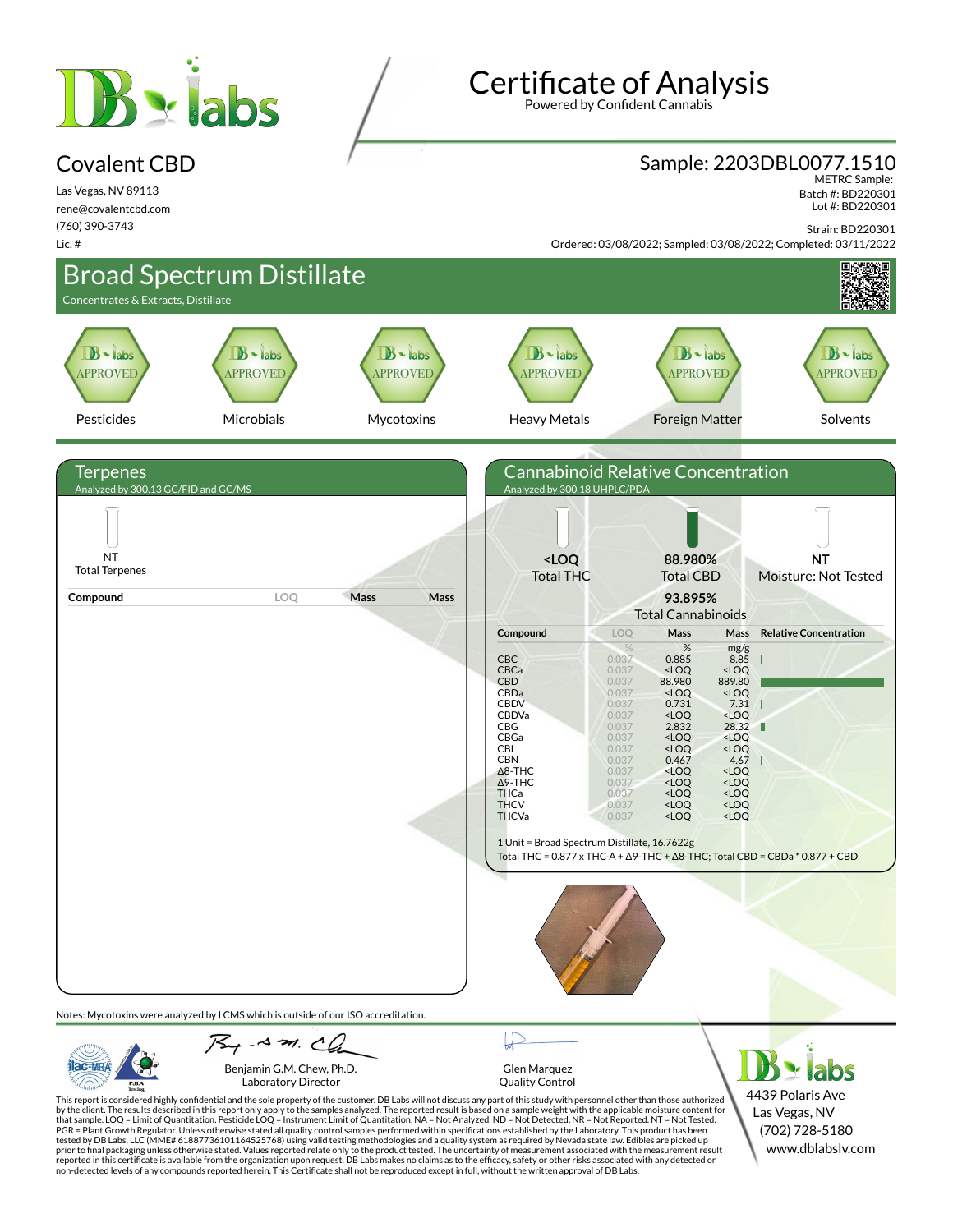# Certificate of Analysis

Powered by Confident Cannabis

## Covalent CBD

Las Vegas, NV 89113
rene@covalentcbd.com
(760) 390-3743
Lic. #

## Sample: 2203DBL0077.1510

METRC Sample:
Batch #: BD220301
Lot #: BD220301

Strain: BD220301
Ordered: 03/08/2022; Sampled: 03/08/2022; Completed: 03/11/2022

# Broad Spectrum Distillate

Concentrates & Extracts, Distillate

| Pesticides | Microbials | Mycotoxins | Heavy Metals | Foreign Matter | Solvents |
|---|---|---|---|---|---|
| APPROVED | APPROVED | APPROVED | APPROVED | APPROVED | APPROVED |

## Terpenes

Analyzed by 300.13 GC/FID and GC/MS

NT
Total Terpenes

| Compound | LOQ | Mass | Mass |
|---|---|---|---|

## Cannabinoid Relative Concentration

Analyzed by 300.18 UHPLC/PDA

<LOQ Total THC | 88.980% Total CBD | NT Moisture: Not Tested

93.895% Total Cannabinoids

| Compound | LOQ % | Mass % | Mass mg/g |
|---|---|---|---|
| CBC | 0.037 | 0.885 | 8.85 |
| CBCa | 0.037 | <LOQ | <LOQ |
| CBD | 0.037 | 88.980 | 889.80 |
| CBDa | 0.037 | <LOQ | <LOQ |
| CBDV | 0.037 | 0.731 | 7.31 |
| CBDVa | 0.037 | <LOQ | <LOQ |
| CBG | 0.037 | 2.832 | 28.32 |
| CBGa | 0.037 | <LOQ | <LOQ |
| CBL | 0.037 | <LOQ | <LOQ |
| CBN | 0.037 | 0.467 | 4.67 |
| Δ8-THC | 0.037 | <LOQ | <LOQ |
| Δ9-THC | 0.037 | <LOQ | <LOQ |
| THCa | 0.037 | <LOQ | <LOQ |
| THCV | 0.037 | <LOQ | <LOQ |
| THCVa | 0.037 | <LOQ | <LOQ |

1 Unit = Broad Spectrum Distillate, 16.7622g
Total THC = 0.877 x THC-A + Δ9-THC + Δ8-THC; Total CBD = CBDa * 0.877 + CBD

Notes: Mycotoxins were analyzed by LCMS which is outside of our ISO accreditation.

Benjamin G.M. Chew, Ph.D.
Laboratory Director

Glen Marquez
Quality Control

DB labs
4439 Polaris Ave
Las Vegas, NV
(702) 728-5180
www.dblabslv.com

This report is considered highly confidential and the sole property of the customer. DB Labs will not discuss any part of this study with personnel other than those authorized by the client. The results described in this report only apply to the samples analyzed. The reported result is based on a sample weight with the applicable moisture content for that sample. LOQ = Limit of Quantitation. Pesticide LOQ = Instrument Limit of Quantitation, NA = Not Analyzed. ND = Not Detected. NR = Not Reported. NT = Not Tested. PGR = Plant Growth Regulator. Unless otherwise stated all quality control samples performed within specifications established by the Laboratory. This product has been tested by DB Labs, LLC (MME# 61887736101164525768) using valid testing methodologies and a quality system as required by Nevada state law. Edibles are picked up prior to final packaging unless otherwise stated. Values reported relate only to the product tested. The uncertainty of measurement associated with the measurement result reported in this certificate is available from the organization upon request. DB Labs makes no claims as to the efficacy, safety or other risks associated with any detected or non-detected levels of any compounds reported herein. This Certificate shall not be reproduced except in full, without the written approval of DB Labs.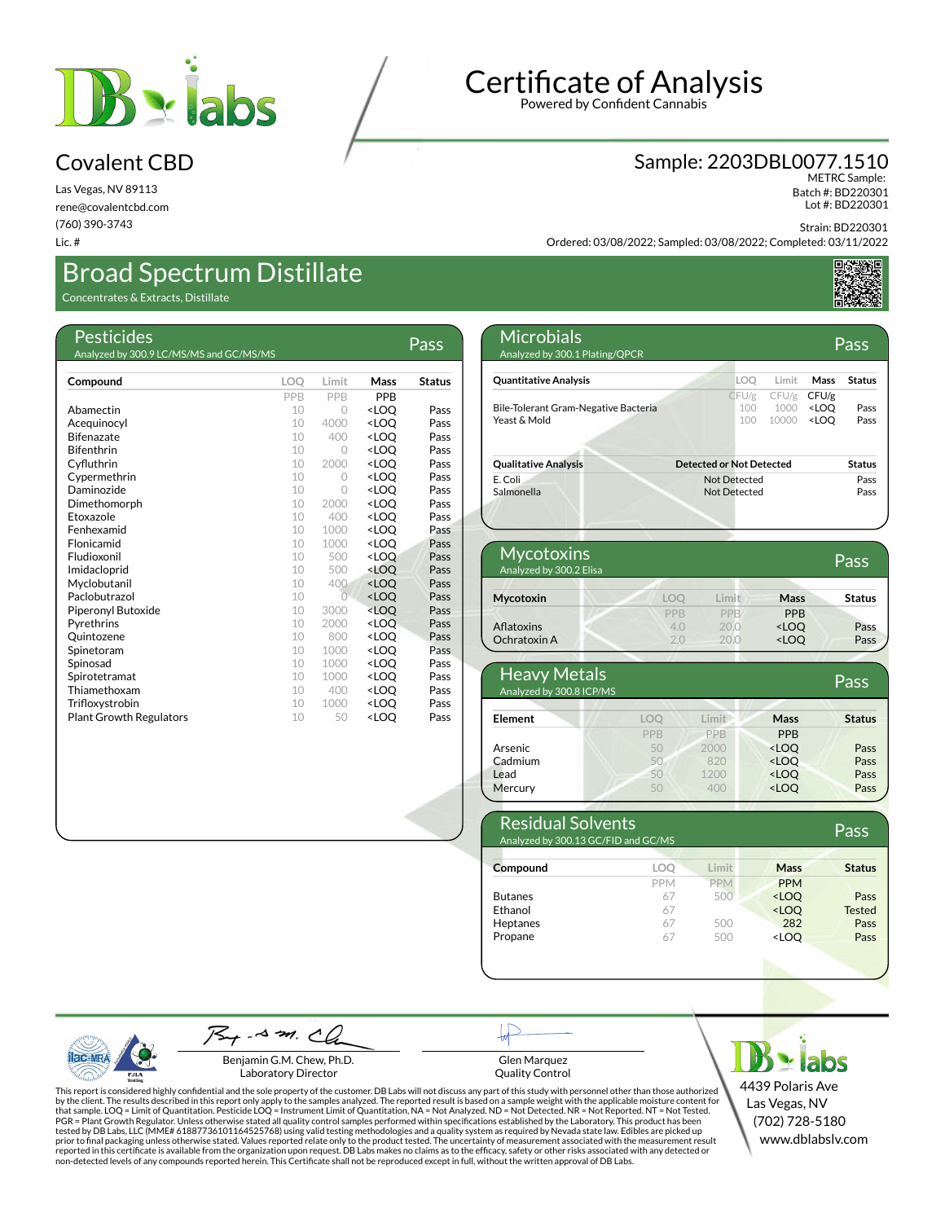# Certificate of Analysis

Powered by Confident Cannabis

## Covalent CBD

Las Vegas, NV 89113
rene@covalentcbd.com
(760) 390-3743
Lic. #

## Sample: 2203DBL0077.1510

METRC Sample:
Batch #: BD220301
Lot #: BD220301

Strain: BD220301
Ordered: 03/08/2022; Sampled: 03/08/2022; Completed: 03/11/2022

# Broad Spectrum Distillate

Concentrates & Extracts, Distillate

## Pesticides — Pass

Analyzed by 300.9 LC/MS/MS and GC/MS/MS

| Compound | LOQ | Limit | Mass | Status |
|---|---|---|---|---|
| | PPB | PPB | PPB | |
| Abamectin | 10 | 0 | <LOQ | Pass |
| Acequinocyl | 10 | 4000 | <LOQ | Pass |
| Bifenazate | 10 | 400 | <LOQ | Pass |
| Bifenthrin | 10 | 0 | <LOQ | Pass |
| Cyfluthrin | 10 | 2000 | <LOQ | Pass |
| Cypermethrin | 10 | 0 | <LOQ | Pass |
| Daminozide | 10 | 0 | <LOQ | Pass |
| Dimethomorph | 10 | 2000 | <LOQ | Pass |
| Etoxazole | 10 | 400 | <LOQ | Pass |
| Fenhexamid | 10 | 1000 | <LOQ | Pass |
| Flonicamid | 10 | 1000 | <LOQ | Pass |
| Fludioxonil | 10 | 500 | <LOQ | Pass |
| Imidacloprid | 10 | 500 | <LOQ | Pass |
| Myclobutanil | 10 | 400 | <LOQ | Pass |
| Paclobutrazol | 10 | 0 | <LOQ | Pass |
| Piperonyl Butoxide | 10 | 3000 | <LOQ | Pass |
| Pyrethrins | 10 | 2000 | <LOQ | Pass |
| Quintozene | 10 | 800 | <LOQ | Pass |
| Spinetoram | 10 | 1000 | <LOQ | Pass |
| Spinosad | 10 | 1000 | <LOQ | Pass |
| Spirotetramat | 10 | 1000 | <LOQ | Pass |
| Thiamethoxam | 10 | 400 | <LOQ | Pass |
| Trifloxystrobin | 10 | 1000 | <LOQ | Pass |
| Plant Growth Regulators | 10 | 50 | <LOQ | Pass |

## Microbials — Pass

Analyzed by 300.1 Plating/QPCR

| Quantitative Analysis | LOQ | Limit | Mass | Status |
|---|---|---|---|---|
| | CFU/g | CFU/g | CFU/g | |
| Bile-Tolerant Gram-Negative Bacteria | 100 | 1000 | <LOQ | Pass |
| Yeast & Mold | 100 | 10000 | <LOQ | Pass |

| Qualitative Analysis | Detected or Not Detected | Status |
|---|---|---|
| E. Coli | Not Detected | Pass |
| Salmonella | Not Detected | Pass |

## Mycotoxins — Pass

Analyzed by 300.2 Elisa

| Mycotoxin | LOQ | Limit | Mass | Status |
|---|---|---|---|---|
| | PPB | PPB | PPB | |
| Aflatoxins | 4.0 | 20.0 | <LOQ | Pass |
| Ochratoxin A | 2.0 | 20.0 | <LOQ | Pass |

## Heavy Metals — Pass

Analyzed by 300.8 ICP/MS

| Element | LOQ | Limit | Mass | Status |
|---|---|---|---|---|
| | PPB | PPB | PPB | |
| Arsenic | 50 | 2000 | <LOQ | Pass |
| Cadmium | 50 | 820 | <LOQ | Pass |
| Lead | 50 | 1200 | <LOQ | Pass |
| Mercury | 50 | 400 | <LOQ | Pass |

## Residual Solvents — Pass

Analyzed by 300.13 GC/FID and GC/MS

| Compound | LOQ | Limit | Mass | Status |
|---|---|---|---|---|
| | PPM | PPM | PPM | |
| Butanes | 67 | 500 | <LOQ | Pass |
| Ethanol | 67 | | <LOQ | Tested |
| Heptanes | 67 | 500 | 282 | Pass |
| Propane | 67 | 500 | <LOQ | Pass |

Benjamin G.M. Chew, Ph.D.
Laboratory Director

Glen Marquez
Quality Control

This report is considered highly confidential and the sole property of the customer. DB Labs will not discuss any part of this study with personnel other than those authorized by the client. The results described in this report only apply to the samples analyzed. The reported result is based on a sample weight with the applicable moisture content for that sample. LOQ = Limit of Quantitation. Pesticide LOQ = Instrument Limit of Quantitation, NA = Not Analyzed. ND = Not Detected. NR = Not Reported. NT = Not Tested. PGR = Plant Growth Regulator. Unless otherwise stated all quality control samples performed within specifications established by the Laboratory. This product has been tested by DB Labs, LLC (MME# 61887736101164525768) using valid testing methodologies and a quality system as required by Nevada state law. Edibles are picked up prior to final packaging unless otherwise stated. Values reported relate only to the product tested. The uncertainty of measurement associated with the measurement result reported in this certificate is available from the organization upon request. DB Labs makes no claims as to the efficacy, safety or other risks associated with any detected or non-detected levels of any compounds reported herein. This Certificate shall not be reproduced except in full, without the written approval of DB Labs.

4439 Polaris Ave
Las Vegas, NV
(702) 728-5180
www.dblabslv.com